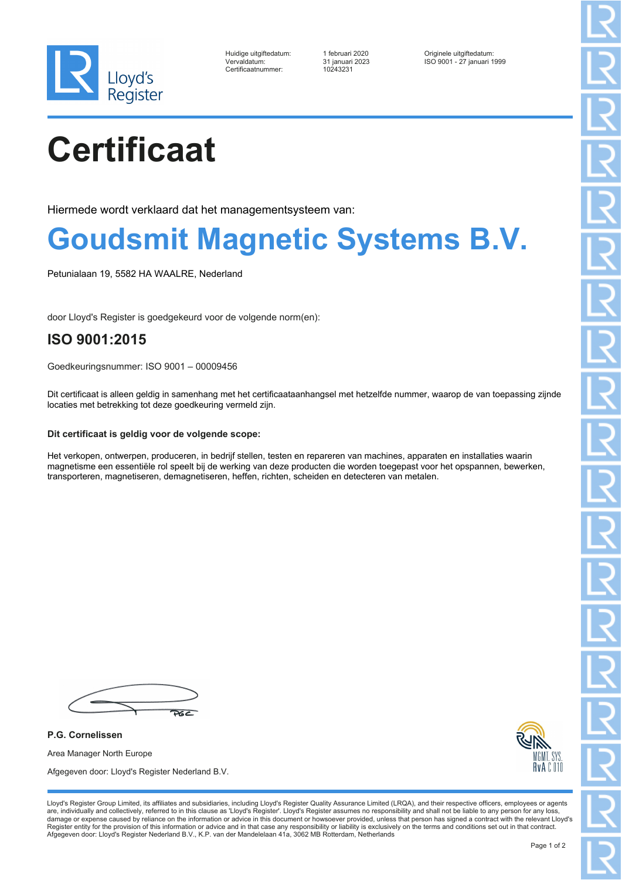Lloyd's Register

| | | |
|---|---|---|
| Huidige uitgiftedatum: | 1 februari 2020 | Originele uitgiftedatum: |
| Vervaldatum: | 31 januari 2023 | ISO 9001 - 27 januari 1999 |
| Certificaatnummer: | 10243231 | |

# Certificaat

Hiermede wordt verklaard dat het managementsysteem van:

## Goudsmit Magnetic Systems B.V.

Petunialaan 19, 5582 HA WAALRE, Nederland

door Lloyd's Register is goedgekeurd voor de volgende norm(en):

## ISO 9001:2015

Goedkeuringsnummer: ISO 9001 – 00009456

Dit certificaat is alleen geldig in samenhang met het certificaataanhangsel met hetzelfde nummer, waarop de van toepassing zijnde locaties met betrekking tot deze goedkeuring vermeld zijn.

**Dit certificaat is geldig voor de volgende scope:**

Het verkopen, ontwerpen, produceren, in bedrijf stellen, testen en repareren van machines, apparaten en installaties waarin magnetisme een essentiële rol speelt bij de werking van deze producten die worden toegepast voor het opspannen, bewerken, transporteren, magnetiseren, demagnetiseren, heffen, richten, scheiden en detecteren van metalen.

**P.G. Cornelissen**

Area Manager North Europe

Afgegeven door: Lloyd's Register Nederland B.V.

MGMT. SYS. RvA C 010

Lloyd's Register Group Limited, its affiliates and subsidiaries, including Lloyd's Register Quality Assurance Limited (LRQA), and their respective officers, employees or agents are, individually and collectively, referred to in this clause as 'Lloyd's Register'. Lloyd's Register assumes no responsibility and shall not be liable to any person for any loss, damage or expense caused by reliance on the information or advice in this document or howsoever provided, unless that person has signed a contract with the relevant Lloyd's Register entity for the provision of this information or advice and in that case any responsibility or liability is exclusively on the terms and conditions set out in that contract.
Afgegeven door: Lloyd's Register Nederland B.V., K.P. van der Mandelelaan 41a, 3062 MB Rotterdam, Netherlands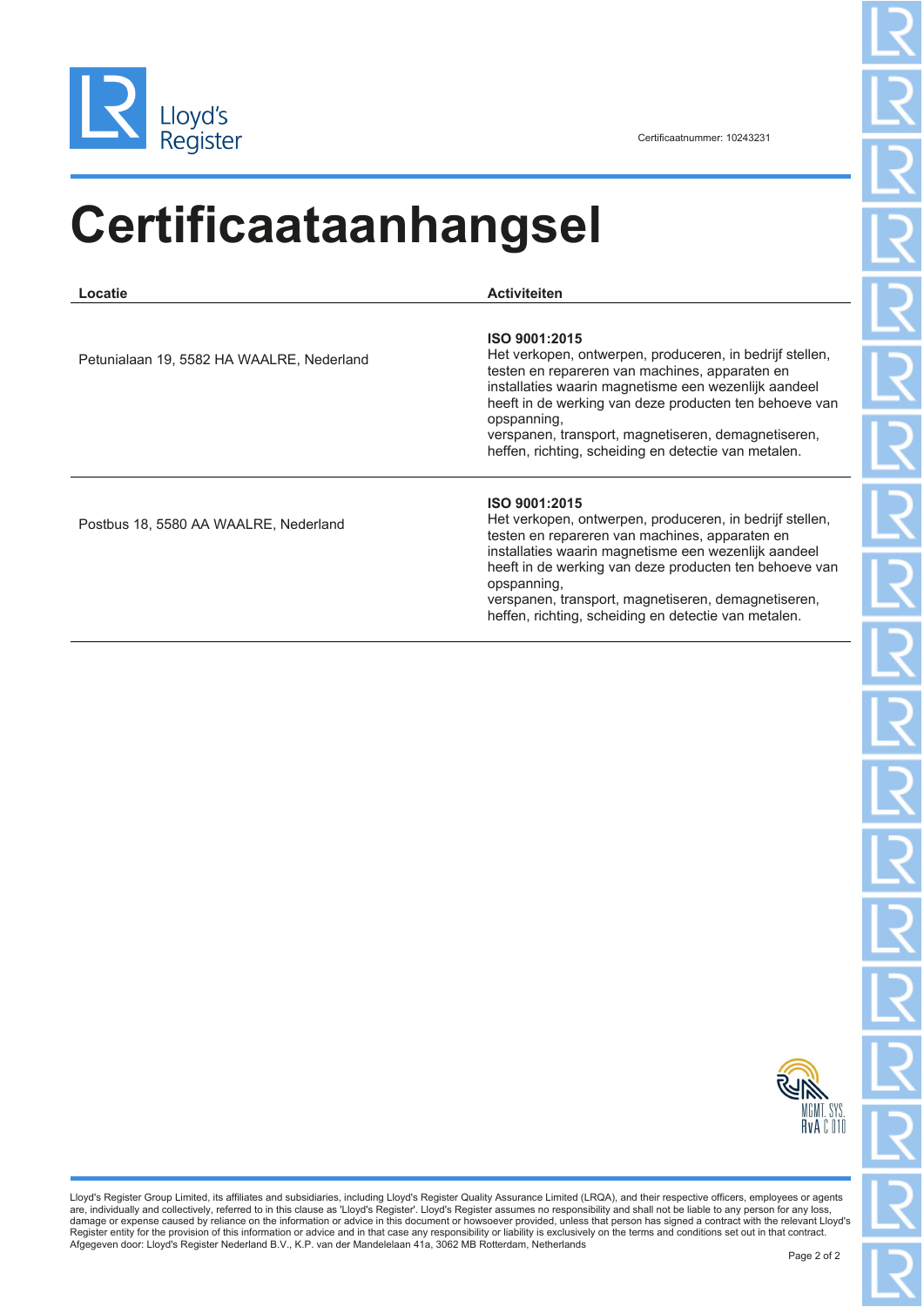Certificaatnummer: 10243231

# Certificaataanhangsel

| Locatie | Activiteiten |
| --- | --- |
| Petunialaan 19, 5582 HA WAALRE, Nederland | **ISO 9001:2015**<br>Het verkopen, ontwerpen, produceren, in bedrijf stellen, testen en repareren van machines, apparaten en installaties waarin magnetisme een wezenlijk aandeel heeft in de werking van deze producten ten behoeve van opspanning,<br>verspanen, transport, magnetiseren, demagnetiseren, heffen, richting, scheiding en detectie van metalen. |
| Postbus 18, 5580 AA WAALRE, Nederland | **ISO 9001:2015**<br>Het verkopen, ontwerpen, produceren, in bedrijf stellen, testen en repareren van machines, apparaten en installaties waarin magnetisme een wezenlijk aandeel heeft in de werking van deze producten ten behoeve van opspanning,<br>verspanen, transport, magnetiseren, demagnetiseren, heffen, richting, scheiding en detectie van metalen. |

MGMT. SYS.
RvA C 010

Lloyd's Register Group Limited, its affiliates and subsidiaries, including Lloyd's Register Quality Assurance Limited (LRQA), and their respective officers, employees or agents are, individually and collectively, referred to in this clause as 'Lloyd's Register'. Lloyd's Register assumes no responsibility and shall not be liable to any person for any loss, damage or expense caused by reliance on the information or advice in this document or howsoever provided, unless that person has signed a contract with the relevant Lloyd's Register entity for the provision of this information or advice and in that case any responsibility or liability is exclusively on the terms and conditions set out in that contract.
Afgegeven door: Lloyd's Register Nederland B.V., K.P. van der Mandelelaan 41a, 3062 MB Rotterdam, Netherlands